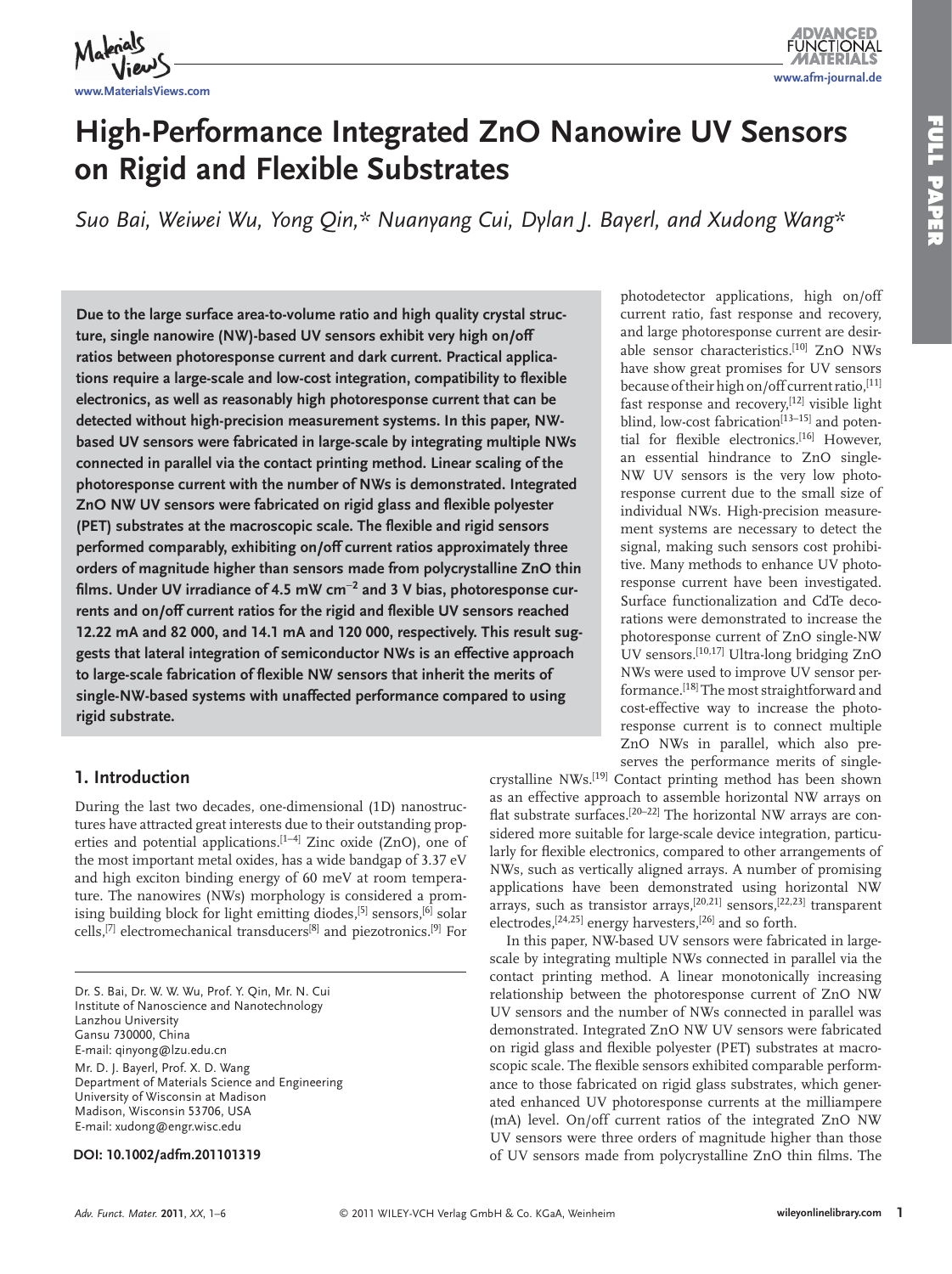# High-Performance Integrated ZnO Nanowire UV Sensors on Rigid and Flexible Substrates

*Suo Bai, Weiwei Wu, Yong Qin,\* Nuanyang Cui, Dylan J. Bayerl, and Xudong Wang\**

**Due to the large surface area-to-volume ratio and high quality crystal structure, single nanowire (NW)-based UV sensors exhibit very high on/off ratios between photoresponse current and dark current. Practical applications require a large-scale and low-cost integration, compatibility to flexible electronics, as well as reasonably high photoresponse current that can be detected without high-precision measurement systems. In this paper, NW-based UV sensors were fabricated in large-scale by integrating multiple NWs connected in parallel via the contact printing method. Linear scaling of the photoresponse current with the number of NWs is demonstrated. Integrated ZnO NW UV sensors were fabricated on rigid glass and flexible polyester (PET) substrates at the macroscopic scale. The flexible and rigid sensors performed comparably, exhibiting on/off current ratios approximately three orders of magnitude higher than sensors made from polycrystalline ZnO thin films. Under UV irradiance of 4.5 mW cm$^{-2}$ and 3 V bias, photoresponse currents and on/off current ratios for the rigid and flexible UV sensors reached 12.22 mA and 82 000, and 14.1 mA and 120 000, respectively. This result suggests that lateral integration of semiconductor NWs is an effective approach to large-scale fabrication of flexible NW sensors that inherit the merits of single-NW-based systems with unaffected performance compared to using rigid substrate.**

## 1. Introduction

During the last two decades, one-dimensional (1D) nanostructures have attracted great interests due to their outstanding properties and potential applications.[1–4] Zinc oxide (ZnO), one of the most important metal oxides, has a wide bandgap of 3.37 eV and high exciton binding energy of 60 meV at room temperature. The nanowires (NWs) morphology is considered a promising building block for light emitting diodes,[5] sensors,[6] solar cells,[7] electromechanical transducers[8] and piezotronics.[9] For photodetector applications, high on/off current ratio, fast response and recovery, and large photoresponse current are desirable sensor characteristics.[10] ZnO NWs have show great promises for UV sensors because of their high on/off current ratio,[11] fast response and recovery,[12] visible light blind, low-cost fabrication[13–15] and potential for flexible electronics.[16] However, an essential hindrance to ZnO single-NW UV sensors is the very low photoresponse current due to the small size of individual NWs. High-precision measurement systems are necessary to detect the signal, making such sensors cost prohibitive. Many methods to enhance UV photoresponse current have been investigated. Surface functionalization and CdTe decorations were demonstrated to increase the photoresponse current of ZnO single-NW UV sensors.[10,17] Ultra-long bridging ZnO NWs were used to improve UV sensor performance.[18] The most straightforward and cost-effective way to increase the photoresponse current is to connect multiple ZnO NWs in parallel, which also preserves the performance merits of single-crystalline NWs.[19] Contact printing method has been shown as an effective approach to assemble horizontal NW arrays on flat substrate surfaces.[20–22] The horizontal NW arrays are considered more suitable for large-scale device integration, particularly for flexible electronics, compared to other arrangements of NWs, such as vertically aligned arrays. A number of promising applications have been demonstrated using horizontal NW arrays, such as transistor arrays,[20,21] sensors,[22,23] transparent electrodes,[24,25] energy harvesters,[26] and so forth.

In this paper, NW-based UV sensors were fabricated in large-scale by integrating multiple NWs connected in parallel via the contact printing method. A linear monotonically increasing relationship between the photoresponse current of ZnO NW UV sensors and the number of NWs connected in parallel was demonstrated. Integrated ZnO NW UV sensors were fabricated on rigid glass and flexible polyester (PET) substrates at macroscopic scale. The flexible sensors exhibited comparable performance to those fabricated on rigid glass substrates, which generated enhanced UV photoresponse currents at the milliampere (mA) level. On/off current ratios of the integrated ZnO NW UV sensors were three orders of magnitude higher than those of UV sensors made from polycrystalline ZnO thin films. The

Dr. S. Bai, Dr. W. W. Wu, Prof. Y. Qin, Mr. N. Cui
Institute of Nanoscience and Nanotechnology
Lanzhou University
Gansu 730000, China
E-mail: qinyong@lzu.edu.cn

Mr. D. J. Bayerl, Prof. X. D. Wang
Department of Materials Science and Engineering
University of Wisconsin at Madison
Madison, Wisconsin 53706, USA
E-mail: xudong@engr.wisc.edu

**DOI: 10.1002/adfm.201101319**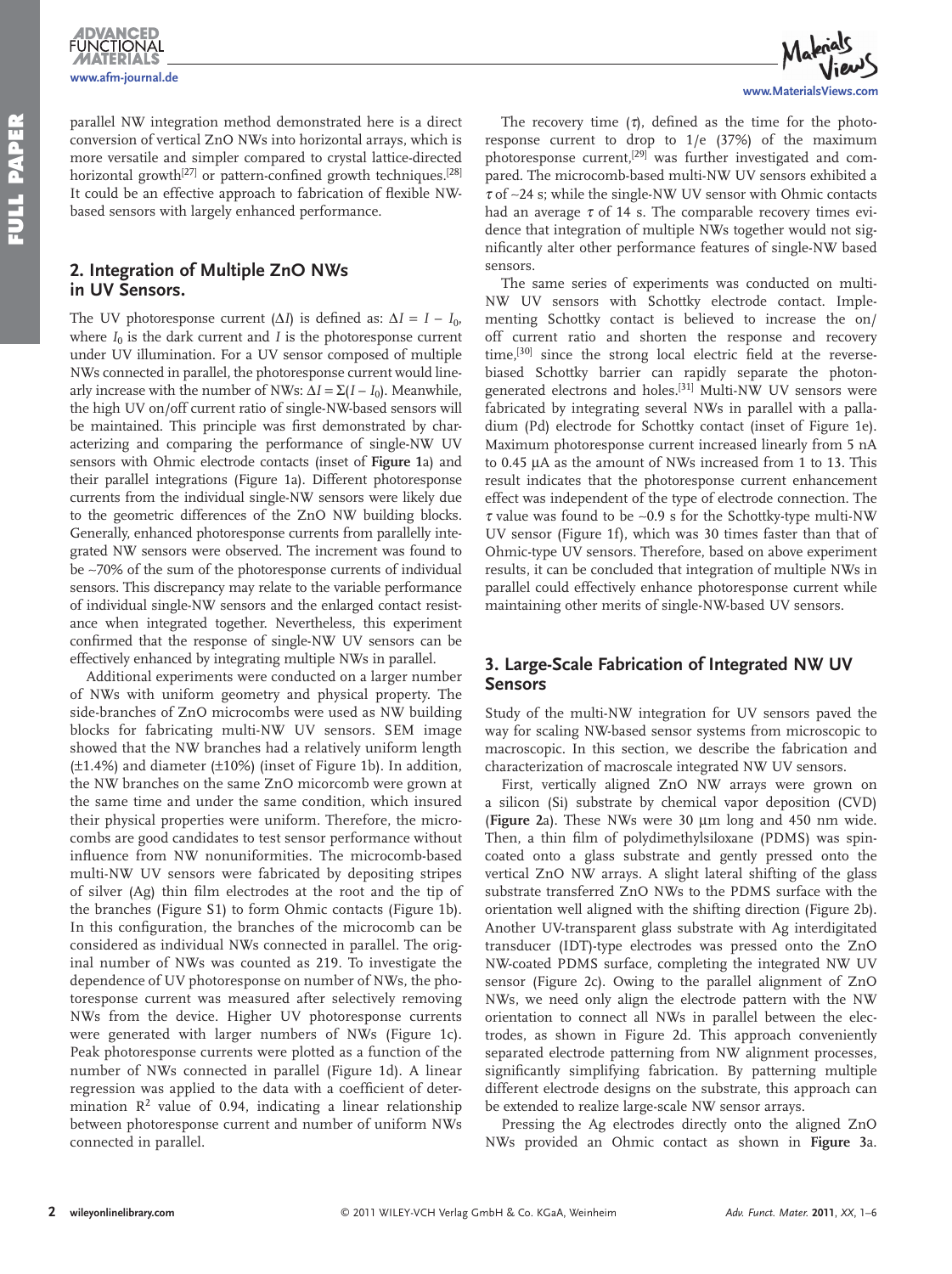parallel NW integration method demonstrated here is a direct conversion of vertical ZnO NWs into horizontal arrays, which is more versatile and simpler compared to crystal lattice-directed horizontal growth[27] or pattern-confined growth techniques.[28] It could be an effective approach to fabrication of flexible NW-based sensors with largely enhanced performance.

## 2. Integration of Multiple ZnO NWs in UV Sensors.

The UV photoresponse current ($\Delta I$) is defined as: $\Delta I = I - I_0$, where $I_0$ is the dark current and $I$ is the photoresponse current under UV illumination. For a UV sensor composed of multiple NWs connected in parallel, the photoresponse current would linearly increase with the number of NWs: $\Delta I = \Sigma(I - I_0)$. Meanwhile, the high UV on/off current ratio of single-NW-based sensors will be maintained. This principle was first demonstrated by characterizing and comparing the performance of single-NW UV sensors with Ohmic electrode contacts (inset of **Figure 1**a) and their parallel integrations (Figure 1a). Different photoresponse currents from the individual single-NW sensors were likely due to the geometric differences of the ZnO NW building blocks. Generally, enhanced photoresponse currents from parallelly integrated NW sensors were observed. The increment was found to be ~70% of the sum of the photoresponse currents of individual sensors. This discrepancy may relate to the variable performance of individual single-NW sensors and the enlarged contact resistance when integrated together. Nevertheless, this experiment confirmed that the response of single-NW UV sensors can be effectively enhanced by integrating multiple NWs in parallel.

Additional experiments were conducted on a larger number of NWs with uniform geometry and physical property. The side-branches of ZnO microcombs were used as NW building blocks for fabricating multi-NW UV sensors. SEM image showed that the NW branches had a relatively uniform length (±1.4%) and diameter (±10%) (inset of Figure 1b). In addition, the NW branches on the same ZnO micorcomb were grown at the same time and under the same condition, which insured their physical properties were uniform. Therefore, the microcombs are good candidates to test sensor performance without influence from NW nonuniformities. The microcomb-based multi-NW UV sensors were fabricated by depositing stripes of silver (Ag) thin film electrodes at the root and the tip of the branches (Figure S1) to form Ohmic contacts (Figure 1b). In this configuration, the branches of the microcomb can be considered as individual NWs connected in parallel. The original number of NWs was counted as 219. To investigate the dependence of UV photoresponse on number of NWs, the photoresponse current was measured after selectively removing NWs from the device. Higher UV photoresponse currents were generated with larger numbers of NWs (Figure 1c). Peak photoresponse currents were plotted as a function of the number of NWs connected in parallel (Figure 1d). A linear regression was applied to the data with a coefficient of determination $R^2$ value of 0.94, indicating a linear relationship between photoresponse current and number of uniform NWs connected in parallel.

The recovery time ($\tau$), defined as the time for the photoresponse current to drop to 1/e (37%) of the maximum photoresponse current,[29] was further investigated and compared. The microcomb-based multi-NW UV sensors exhibited a $\tau$ of ~24 s; while the single-NW UV sensor with Ohmic contacts had an average $\tau$ of 14 s. The comparable recovery times evidence that integration of multiple NWs together would not significantly alter other performance features of single-NW based sensors.

The same series of experiments was conducted on multi-NW UV sensors with Schottky electrode contact. Implementing Schottky contact is believed to increase the on/off current ratio and shorten the response and recovery time,[30] since the strong local electric field at the reverse-biased Schottky barrier can rapidly separate the photon-generated electrons and holes.[31] Multi-NW UV sensors were fabricated by integrating several NWs in parallel with a palladium (Pd) electrode for Schottky contact (inset of Figure 1e). Maximum photoresponse current increased linearly from 5 nA to 0.45 μA as the amount of NWs increased from 1 to 13. This result indicates that the photoresponse current enhancement effect was independent of the type of electrode connection. The $\tau$ value was found to be ~0.9 s for the Schottky-type multi-NW UV sensor (Figure 1f), which was 30 times faster than that of Ohmic-type UV sensors. Therefore, based on above experiment results, it can be concluded that integration of multiple NWs in parallel could effectively enhance photoresponse current while maintaining other merits of single-NW-based UV sensors.

## 3. Large-Scale Fabrication of Integrated NW UV Sensors

Study of the multi-NW integration for UV sensors paved the way for scaling NW-based sensor systems from microscopic to macroscopic. In this section, we describe the fabrication and characterization of macroscale integrated NW UV sensors.

First, vertically aligned ZnO NW arrays were grown on a silicon (Si) substrate by chemical vapor deposition (CVD) (**Figure 2**a). These NWs were 30 μm long and 450 nm wide. Then, a thin film of polydimethylsiloxane (PDMS) was spin-coated onto a glass substrate and gently pressed onto the vertical ZnO NW arrays. A slight lateral shifting of the glass substrate transferred ZnO NWs to the PDMS surface with the orientation well aligned with the shifting direction (Figure 2b). Another UV-transparent glass substrate with Ag interdigitated transducer (IDT)-type electrodes was pressed onto the ZnO NW-coated PDMS surface, completing the integrated NW UV sensor (Figure 2c). Owing to the parallel alignment of ZnO NWs, we need only align the electrode pattern with the NW orientation to connect all NWs in parallel between the electrodes, as shown in Figure 2d. This approach conveniently separated electrode patterning from NW alignment processes, significantly simplifying fabrication. By patterning multiple different electrode designs on the substrate, this approach can be extended to realize large-scale NW sensor arrays.

Pressing the Ag electrodes directly onto the aligned ZnO NWs provided an Ohmic contact as shown in **Figure 3**a.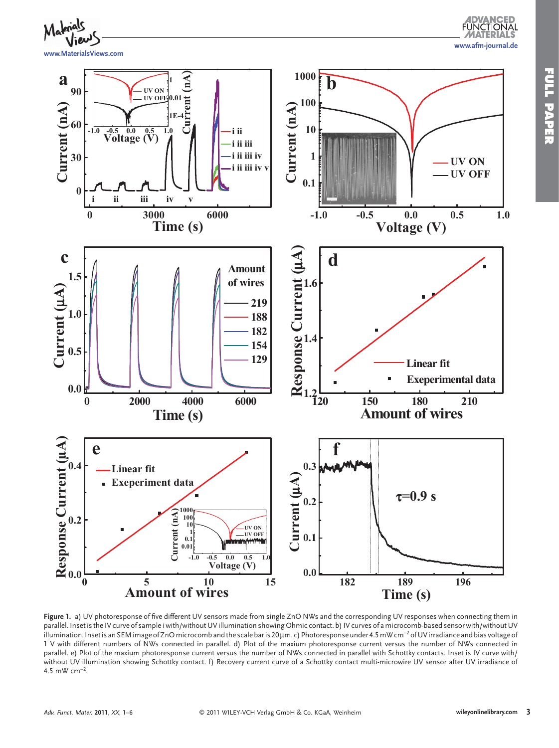**Figure 1.** a) UV photoresponse of five different UV sensors made from single ZnO NWs and the corresponding UV responses when connecting them in parallel. Inset is the IV curve of sample i with/without UV illumination showing Ohmic contact. b) IV curves of a microcomb-based sensor with/without UV illumination. Inset is an SEM image of ZnO microcomb and the scale bar is 20 μm. c) Photoresponse under 4.5 mW cm$^{-2}$ of UV irradiance and bias voltage of 1 V with different numbers of NWs connected in parallel. d) Plot of the maxium photoresponse current versus the number of NWs connected in parallel. e) Plot of the maxium photoresponse current versus the number of NWs connected in parallel with Schottky contacts. Inset is IV curve with/without UV illumination showing Schottky contact. f) Recovery current curve of a Schottky contact multi-microwire UV sensor after UV irradiance of 4.5 mW cm$^{-2}$.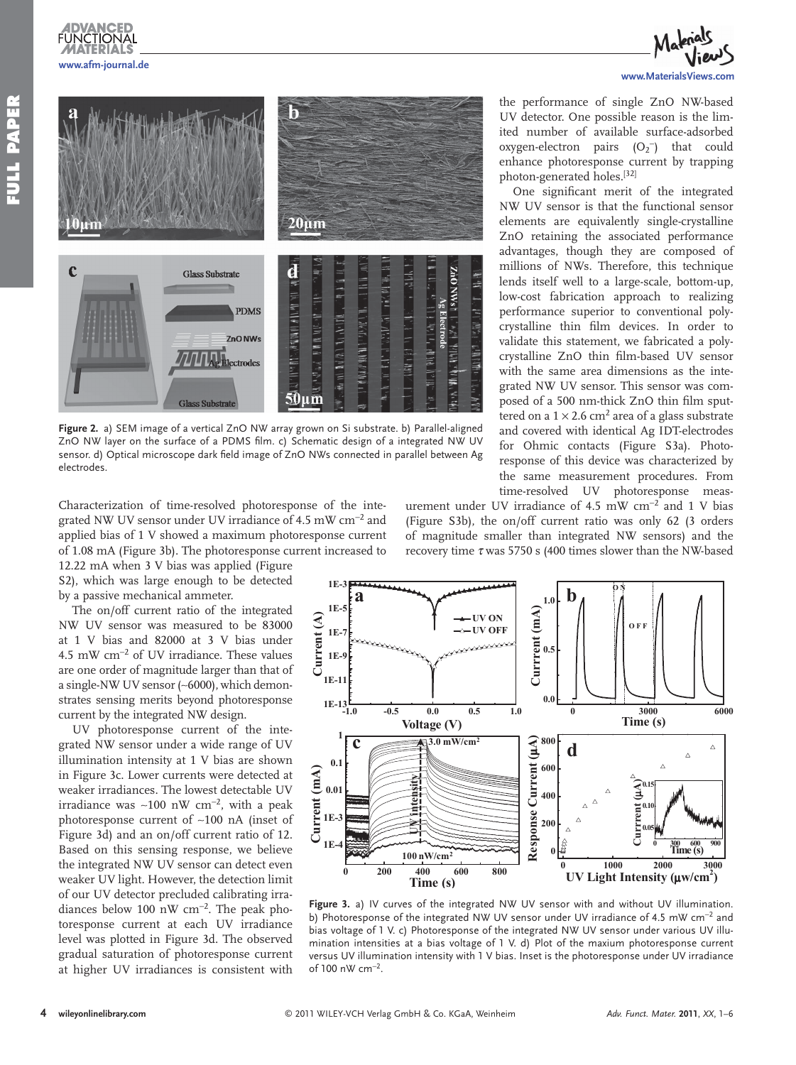Figure 2. a) SEM image of a vertical ZnO NW array grown on Si substrate. b) Parallel-aligned ZnO NW layer on the surface of a PDMS film. c) Schematic design of a integrated NW UV sensor. d) Optical microscope dark field image of ZnO NWs connected in parallel between Ag electrodes.

Characterization of time-resolved photoresponse of the integrated NW UV sensor under UV irradiance of 4.5 mW cm$^{-2}$ and applied bias of 1 V showed a maximum photoresponse current of 1.08 mA (Figure 3b). The photoresponse current increased to 12.22 mA when 3 V bias was applied (Figure S2), which was large enough to be detected by a passive mechanical ammeter.

The on/off current ratio of the integrated NW UV sensor was measured to be 83000 at 1 V bias and 82000 at 3 V bias under 4.5 mW cm$^{-2}$ of UV irradiance. These values are one order of magnitude larger than that of a single-NW UV sensor (~6000), which demonstrates sensing merits beyond photoresponse current by the integrated NW design.

UV photoresponse current of the integrated NW sensor under a wide range of UV illumination intensity at 1 V bias are shown in Figure 3c. Lower currents were detected at weaker irradiances. The lowest detectable UV irradiance was ~100 nW cm$^{-2}$, with a peak photoresponse current of ~100 nA (inset of Figure 3d) and an on/off current ratio of 12. Based on this sensing response, we believe the integrated NW UV sensor can detect even weaker UV light. However, the detection limit of our UV detector precluded calibrating irradiances below 100 nW cm$^{-2}$. The peak photoresponse current at each UV irradiance level was plotted in Figure 3d. The observed gradual saturation of photoresponse current at higher UV irradiances is consistent with the performance of single ZnO NW-based UV detector. One possible reason is the limited number of available surface-adsorbed oxygen-electron pairs ($O_2^-$) that could enhance photoresponse current by trapping photon-generated holes.[32]

One significant merit of the integrated NW UV sensor is that the functional sensor elements are equivalently single-crystalline ZnO retaining the associated performance advantages, though they are composed of millions of NWs. Therefore, this technique lends itself well to a large-scale, bottom-up, low-cost fabrication approach to realizing performance superior to conventional polycrystalline thin film devices. In order to validate this statement, we fabricated a polycrystalline ZnO thin film-based UV sensor with the same area dimensions as the integrated NW UV sensor. This sensor was composed of a 500 nm-thick ZnO thin film sputtered on a $1 \times 2.6$ cm$^2$ area of a glass substrate and covered with identical Ag IDT-electrodes for Ohmic contacts (Figure S3a). Photoresponse of this device was characterized by the same measurement procedures. From time-resolved UV photoresponse measurement under UV irradiance of 4.5 mW cm$^{-2}$ and 1 V bias (Figure S3b), the on/off current ratio was only 62 (3 orders of magnitude smaller than integrated NW sensors) and the recovery time $\tau$ was 5750 s (400 times slower than the NW-based

Figure 3. a) IV curves of the integrated NW UV sensor with and without UV illumination. b) Photoresponse of the integrated NW UV sensor under UV irradiance of 4.5 mW cm$^{-2}$ and bias voltage of 1 V. c) Photoresponse of the integrated NW UV sensor under various UV illumination intensities at a bias voltage of 1 V. d) Plot of the maxium photoresponse current versus UV illumination intensity with 1 V bias. Inset is the photoresponse under UV irradiance of 100 nW cm$^{-2}$.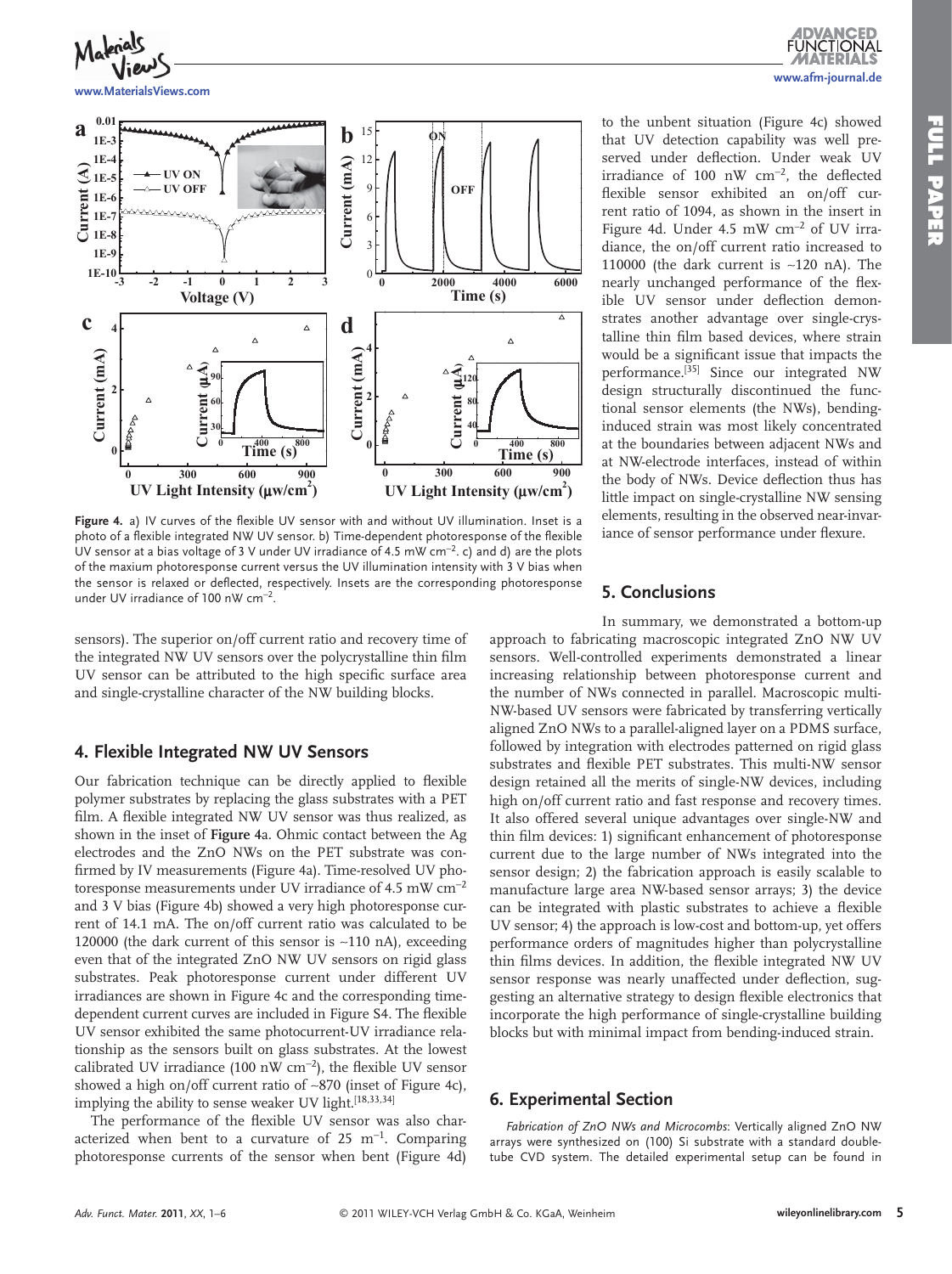to the unbent situation (Figure 4c) showed that UV detection capability was well preserved under deflection. Under weak UV irradiance of 100 nW cm$^{-2}$, the deflected flexible sensor exhibited an on/off current ratio of 1094, as shown in the insert in Figure 4d. Under 4.5 mW cm$^{-2}$ of UV irradiance, the on/off current ratio increased to 110000 (the dark current is ~120 nA). The nearly unchanged performance of the flexible UV sensor under deflection demonstrates another advantage over single-crystalline thin film based devices, where strain would be a significant issue that impacts the performance.[35] Since our integrated NW design structurally discontinued the functional sensor elements (the NWs), bending-induced strain was most likely concentrated at the boundaries between adjacent NWs and at NW-electrode interfaces, instead of within the body of NWs. Device deflection thus has little impact on single-crystalline NW sensing elements, resulting in the observed near-invariance of sensor performance under flexure.

**Figure 4.** a) IV curves of the flexible UV sensor with and without UV illumination. Inset is a photo of a flexible integrated NW UV sensor. b) Time-dependent photoresponse of the flexible UV sensor at a bias voltage of 3 V under UV irradiance of 4.5 mW cm$^{-2}$. c) and d) are the plots of the maxium photoresponse current versus the UV illumination intensity with 3 V bias when the sensor is relaxed or deflected, respectively. Insets are the corresponding photoresponse under UV irradiance of 100 nW cm$^{-2}$.

sensors). The superior on/off current ratio and recovery time of the integrated NW UV sensors over the polycrystalline thin film UV sensor can be attributed to the high specific surface area and single-crystalline character of the NW building blocks.

## 4. Flexible Integrated NW UV Sensors

Our fabrication technique can be directly applied to flexible polymer substrates by replacing the glass substrates with a PET film. A flexible integrated NW UV sensor was thus realized, as shown in the inset of **Figure 4**a. Ohmic contact between the Ag electrodes and the ZnO NWs on the PET substrate was confirmed by IV measurements (Figure 4a). Time-resolved UV photoresponse measurements under UV irradiance of 4.5 mW cm$^{-2}$ and 3 V bias (Figure 4b) showed a very high photoresponse current of 14.1 mA. The on/off current ratio was calculated to be 120000 (the dark current of this sensor is ~110 nA), exceeding even that of the integrated ZnO NW UV sensors on rigid glass substrates. Peak photoresponse current under different UV irradiances are shown in Figure 4c and the corresponding time-dependent current curves are included in Figure S4. The flexible UV sensor exhibited the same photocurrent-UV irradiance relationship as the sensors built on glass substrates. At the lowest calibrated UV irradiance (100 nW cm$^{-2}$), the flexible UV sensor showed a high on/off current ratio of ~870 (inset of Figure 4c), implying the ability to sense weaker UV light.[18,33,34]

The performance of the flexible UV sensor was also characterized when bent to a curvature of 25 m$^{-1}$. Comparing photoresponse currents of the sensor when bent (Figure 4d)

## 5. Conclusions

In summary, we demonstrated a bottom-up approach to fabricating macroscopic integrated ZnO NW UV sensors. Well-controlled experiments demonstrated a linear increasing relationship between photoresponse current and the number of NWs connected in parallel. Macroscopic multi-NW-based UV sensors were fabricated by transferring vertically aligned ZnO NWs to a parallel-aligned layer on a PDMS surface, followed by integration with electrodes patterned on rigid glass substrates and flexible PET substrates. This multi-NW sensor design retained all the merits of single-NW devices, including high on/off current ratio and fast response and recovery times. It also offered several unique advantages over single-NW and thin film devices: 1) significant enhancement of photoresponse current due to the large number of NWs integrated into the sensor design; 2) the fabrication approach is easily scalable to manufacture large area NW-based sensor arrays; 3) the device can be integrated with plastic substrates to achieve a flexible UV sensor; 4) the approach is low-cost and bottom-up, yet offers performance orders of magnitudes higher than polycrystalline thin films devices. In addition, the flexible integrated NW UV sensor response was nearly unaffected under deflection, suggesting an alternative strategy to design flexible electronics that incorporate the high performance of single-crystalline building blocks but with minimal impact from bending-induced strain.

## 6. Experimental Section

*Fabrication of ZnO NWs and Microcombs*: Vertically aligned ZnO NW arrays were synthesized on (100) Si substrate with a standard double-tube CVD system. The detailed experimental setup can be found in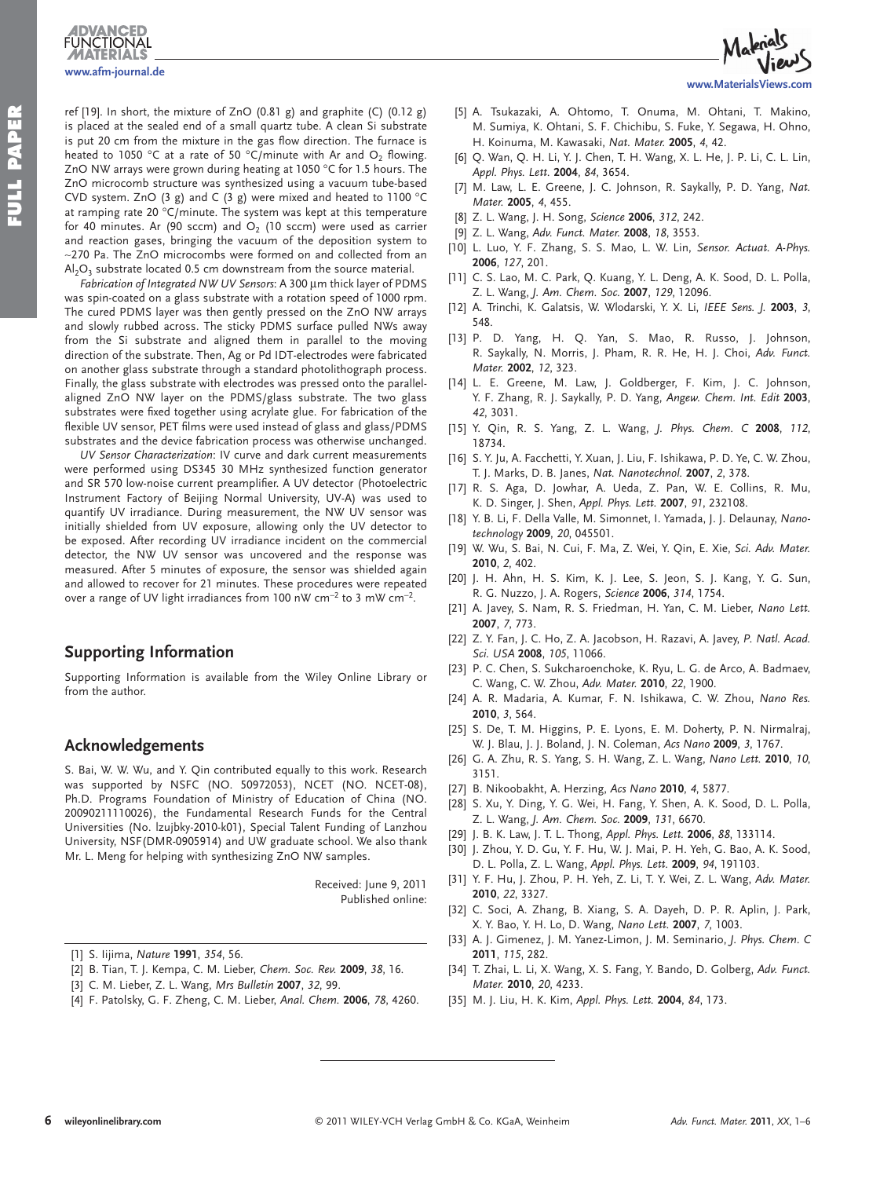ref [19]. In short, the mixture of ZnO (0.81 g) and graphite (C) (0.12 g) is placed at the sealed end of a small quartz tube. A clean Si substrate is put 20 cm from the mixture in the gas flow direction. The furnace is heated to 1050 °C at a rate of 50 °C/minute with Ar and $O_2$ flowing. ZnO NW arrays were grown during heating at 1050 °C for 1.5 hours. The ZnO microcomb structure was synthesized using a vacuum tube-based CVD system. ZnO (3 g) and C (3 g) were mixed and heated to 1100 °C at ramping rate 20 °C/minute. The system was kept at this temperature for 40 minutes. Ar (90 sccm) and $O_2$ (10 sccm) were used as carrier and reaction gases, bringing the vacuum of the deposition system to ~270 Pa. The ZnO microcombs were formed on and collected from an $Al_2O_3$ substrate located 0.5 cm downstream from the source material.

*Fabrication of Integrated NW UV Sensors*: A 300 µm thick layer of PDMS was spin-coated on a glass substrate with a rotation speed of 1000 rpm. The cured PDMS layer was then gently pressed on the ZnO NW arrays and slowly rubbed across. The sticky PDMS surface pulled NWs away from the Si substrate and aligned them in parallel to the moving direction of the substrate. Then, Ag or Pd IDT-electrodes were fabricated on another glass substrate through a standard photolithograph process. Finally, the glass substrate with electrodes was pressed onto the parallel-aligned ZnO NW layer on the PDMS/glass substrate. The two glass substrates were fixed together using acrylate glue. For fabrication of the flexible UV sensor, PET films were used instead of glass and glass/PDMS substrates and the device fabrication process was otherwise unchanged.

*UV Sensor Characterization*: IV curve and dark current measurements were performed using DS345 30 MHz synthesized function generator and SR 570 low-noise current preamplifier. A UV detector (Photoelectric Instrument Factory of Beijing Normal University, UV-A) was used to quantify UV irradiance. During measurement, the NW UV sensor was initially shielded from UV exposure, allowing only the UV detector to be exposed. After recording UV irradiance incident on the commercial detector, the NW UV sensor was uncovered and the response was measured. After 5 minutes of exposure, the sensor was shielded again and allowed to recover for 21 minutes. These procedures were repeated over a range of UV light irradiances from 100 nW $cm^{-2}$ to 3 mW $cm^{-2}$.

## Supporting Information

Supporting Information is available from the Wiley Online Library or from the author.

## Acknowledgements

S. Bai, W. W. Wu, and Y. Qin contributed equally to this work. Research was supported by NSFC (NO. 50972053), NCET (NO. NCET-08), Ph.D. Programs Foundation of Ministry of Education of China (NO. 20090211110026), the Fundamental Research Funds for the Central Universities (No. lzujbky-2010-k01), Special Talent Funding of Lanzhou University, NSF(DMR-0905914) and UW graduate school. We also thank Mr. L. Meng for helping with synthesizing ZnO NW samples.

Received: June 9, 2011
Published online:

[1] S. Iijima, *Nature* **1991**, *354*, 56.
[2] B. Tian, T. J. Kempa, C. M. Lieber, *Chem. Soc. Rev.* **2009**, *38*, 16.
[3] C. M. Lieber, Z. L. Wang, *Mrs Bulletin* **2007**, *32*, 99.
[4] F. Patolsky, G. F. Zheng, C. M. Lieber, *Anal. Chem.* **2006**, *78*, 4260.
[5] A. Tsukazaki, A. Ohtomo, T. Onuma, M. Ohtani, T. Makino, M. Sumiya, K. Ohtani, S. F. Chichibu, S. Fuke, Y. Segawa, H. Ohno, H. Koinuma, M. Kawasaki, *Nat. Mater.* **2005**, *4*, 42.
[6] Q. Wan, Q. H. Li, Y. J. Chen, T. H. Wang, X. L. He, J. P. Li, C. L. Lin, *Appl. Phys. Lett.* **2004**, *84*, 3654.
[7] M. Law, L. E. Greene, J. C. Johnson, R. Saykally, P. D. Yang, *Nat. Mater.* **2005**, *4*, 455.
[8] Z. L. Wang, J. H. Song, *Science* **2006**, *312*, 242.
[9] Z. L. Wang, *Adv. Funct. Mater.* **2008**, *18*, 3553.
[10] L. Luo, Y. F. Zhang, S. S. Mao, L. W. Lin, *Sensor. Actuat. A-Phys.* **2006**, *127*, 201.
[11] C. S. Lao, M. C. Park, Q. Kuang, Y. L. Deng, A. K. Sood, D. L. Polla, Z. L. Wang, *J. Am. Chem. Soc.* **2007**, *129*, 12096.
[12] A. Trinchi, K. Galatsis, W. Wlodarski, Y. X. Li, *IEEE Sens. J.* **2003**, *3*, 548.
[13] P. D. Yang, H. Q. Yan, S. Mao, R. Russo, J. Johnson, R. Saykally, N. Morris, J. Pham, R. R. He, H. J. Choi, *Adv. Funct. Mater.* **2002**, *12*, 323.
[14] L. E. Greene, M. Law, J. Goldberger, F. Kim, J. C. Johnson, Y. F. Zhang, R. J. Saykally, P. D. Yang, *Angew. Chem. Int. Edit* **2003**, *42*, 3031.
[15] Y. Qin, R. S. Yang, Z. L. Wang, *J. Phys. Chem. C* **2008**, *112*, 18734.
[16] S. Y. Ju, A. Facchetti, Y. Xuan, J. Liu, F. Ishikawa, P. D. Ye, C. W. Zhou, T. J. Marks, D. B. Janes, *Nat. Nanotechnol.* **2007**, *2*, 378.
[17] R. S. Aga, D. Jowhar, A. Ueda, Z. Pan, W. E. Collins, R. Mu, K. D. Singer, J. Shen, *Appl. Phys. Lett.* **2007**, *91*, 232108.
[18] Y. B. Li, F. Della Valle, M. Simonnet, I. Yamada, J. J. Delaunay, *Nanotechnology* **2009**, *20*, 045501.
[19] W. Wu, S. Bai, N. Cui, F. Ma, Z. Wei, Y. Qin, E. Xie, *Sci. Adv. Mater.* **2010**, *2*, 402.
[20] J. H. Ahn, H. S. Kim, K. J. Lee, S. Jeon, S. J. Kang, Y. G. Sun, R. G. Nuzzo, J. A. Rogers, *Science* **2006**, *314*, 1754.
[21] A. Javey, S. Nam, R. S. Friedman, H. Yan, C. M. Lieber, *Nano Lett.* **2007**, *7*, 773.
[22] Z. Y. Fan, J. C. Ho, Z. A. Jacobson, H. Razavi, A. Javey, *P. Natl. Acad. Sci. USA* **2008**, *105*, 11066.
[23] P. C. Chen, S. Sukcharoenchoke, K. Ryu, L. G. de Arco, A. Badmaev, C. Wang, C. W. Zhou, *Adv. Mater.* **2010**, *22*, 1900.
[24] A. R. Madaria, A. Kumar, F. N. Ishikawa, C. W. Zhou, *Nano Res.* **2010**, *3*, 564.
[25] S. De, T. M. Higgins, P. E. Lyons, E. M. Doherty, P. N. Nirmalraj, W. J. Blau, J. J. Boland, J. N. Coleman, *Acs Nano* **2009**, *3*, 1767.
[26] G. A. Zhu, R. S. Yang, S. H. Wang, Z. L. Wang, *Nano Lett.* **2010**, *10*, 3151.
[27] B. Nikoobakht, A. Herzing, *Acs Nano* **2010**, *4*, 5877.
[28] S. Xu, Y. Ding, Y. G. Wei, H. Fang, Y. Shen, A. K. Sood, D. L. Polla, Z. L. Wang, *J. Am. Chem. Soc.* **2009**, *131*, 6670.
[29] J. B. K. Law, J. T. L. Thong, *Appl. Phys. Lett.* **2006**, *88*, 133114.
[30] J. Zhou, Y. D. Gu, Y. F. Hu, W. J. Mai, P. H. Yeh, G. Bao, A. K. Sood, D. L. Polla, Z. L. Wang, *Appl. Phys. Lett.* **2009**, *94*, 191103.
[31] Y. F. Hu, J. Zhou, P. H. Yeh, Z. Li, T. Y. Wei, Z. L. Wang, *Adv. Mater.* **2010**, *22*, 3327.
[32] C. Soci, A. Zhang, B. Xiang, S. A. Dayeh, D. P. R. Aplin, J. Park, X. Y. Bao, Y. H. Lo, D. Wang, *Nano Lett.* **2007**, *7*, 1003.
[33] A. J. Gimenez, J. M. Yanez-Limon, J. M. Seminario, *J. Phys. Chem. C* **2011**, *115*, 282.
[34] T. Zhai, L. Li, X. Wang, X. S. Fang, Y. Bando, D. Golberg, *Adv. Funct. Mater.* **2010**, *20*, 4233.
[35] M. J. Liu, H. K. Kim, *Appl. Phys. Lett.* **2004**, *84*, 173.